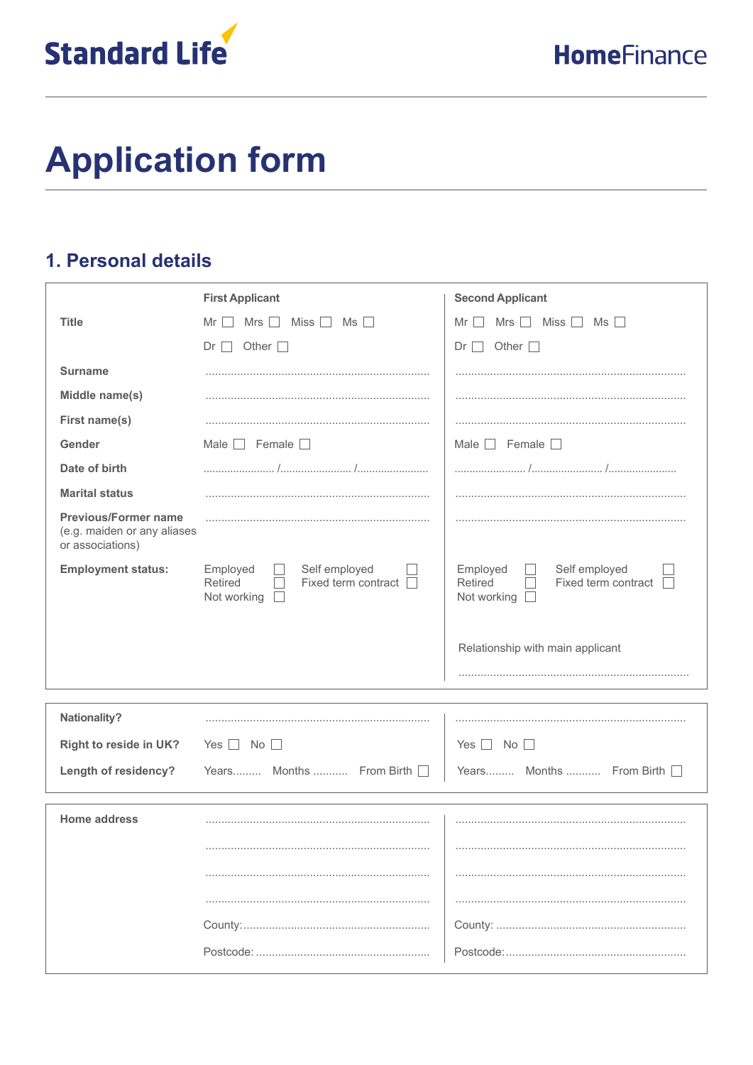Standard Life

HomeFinance

# Application form

## 1. Personal details

| | First Applicant | Second Applicant |
|---|---|---|
| **Title** | Mr ☐ Mrs ☐ Miss ☐ Ms ☐ Dr ☐ Other ☐ | Mr ☐ Mrs ☐ Miss ☐ Ms ☐ Dr ☐ Other ☐ |
| **Surname** | ........................................................................ | ........................................................................ |
| **Middle name(s)** | ........................................................................ | ........................................................................ |
| **First name(s)** | ........................................................................ | ........................................................................ |
| **Gender** | Male ☐ Female ☐ | Male ☐ Female ☐ |
| **Date of birth** | ........................ /........................ /........................ | ........................ /........................ /...................... |
| **Marital status** | ........................................................................ | ........................................................................ |
| **Previous/Former name** (e.g. maiden or any aliases or associations) | ........................................................................ | ........................................................................ |
| **Employment status:** | Employed ☐ Self employed ☐ Retired ☐ Fixed term contract ☐ Not working ☐ | Employed ☐ Self employed ☐ Retired ☐ Fixed term contract ☐ Not working ☐ |
| | | Relationship with main applicant ........................................................................ |

| | First Applicant | Second Applicant |
|---|---|---|
| **Nationality?** | ........................................................................ | ........................................................................ |
| **Right to reside in UK?** | Yes ☐ No ☐ | Yes ☐ No ☐ |
| **Length of residency?** | Years......... Months ........... From Birth ☐ | Years......... Months ........... From Birth ☐ |

| | First Applicant | Second Applicant |
|---|---|---|
| **Home address** | ........................................................................ | ........................................................................ |
| | ........................................................................ | ........................................................................ |
| | ........................................................................ | ........................................................................ |
| | ........................................................................ | ........................................................................ |
| | County:........................................................................ | County: ........................................................................ |
| | Postcode: ...................................................... | Postcode:...................................................... |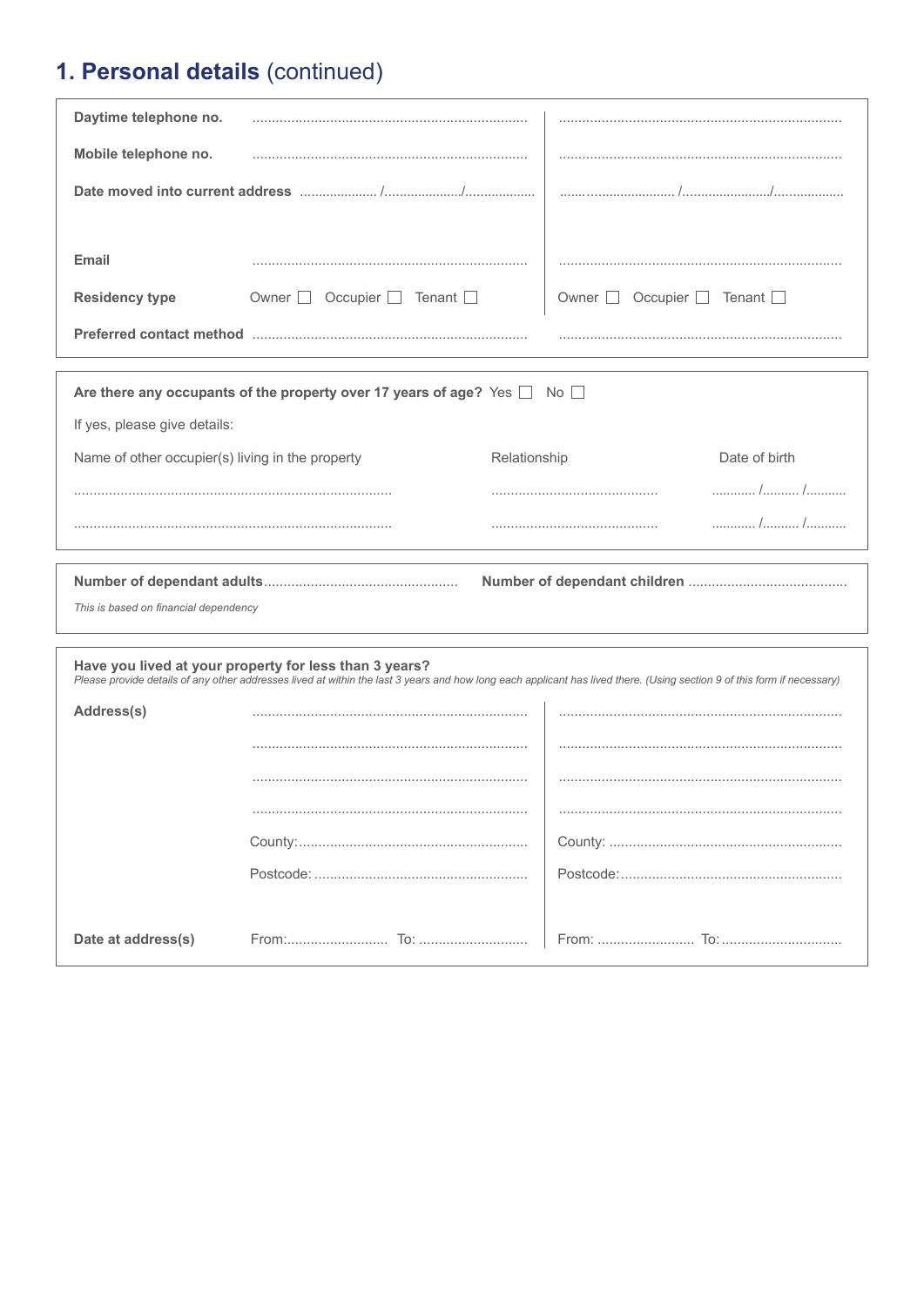# 1. Personal details (continued)

| | Applicant 1 | Applicant 2 |
|---|---|---|
| **Daytime telephone no.** | ........................................ | ........................................ |
| **Mobile telephone no.** | ........................................ | ........................................ |
| **Date moved into current address** | ........... /........... /........... | ........... /........... /........... |
| **Email** | ........................................ | ........................................ |
| **Residency type** | Owner ☐ Occupier ☐ Tenant ☐ | Owner ☐ Occupier ☐ Tenant ☐ |
| **Preferred contact method** | ........................................ | ........................................ |

**Are there any occupants of the property over 17 years of age?** Yes ☐ No ☐

If yes, please give details:

| Name of other occupier(s) living in the property | Relationship | Date of birth |
|---|---|---|
| ........................................ | .................... | ........ /........ /........ |
| ........................................ | .................... | ........ /........ /........ |

**Number of dependant adults** ........................................ **Number of dependant children** ........................................

*This is based on financial dependency*

**Have you lived at your property for less than 3 years?**

*Please provide details of any other addresses lived at within the last 3 years and how long each applicant has lived there. (Using section 9 of this form if necessary)*

| | Applicant 1 | Applicant 2 |
|---|---|---|
| **Address(s)** | ........................................ | ........................................ |
| | ........................................ | ........................................ |
| | ........................................ | ........................................ |
| | ........................................ | ........................................ |
| | County: ........................................ | County: ........................................ |
| | Postcode: ........................................ | Postcode: ........................................ |
| **Date at address(s)** | From: .................... To: .................... | From: .................... To: .................... |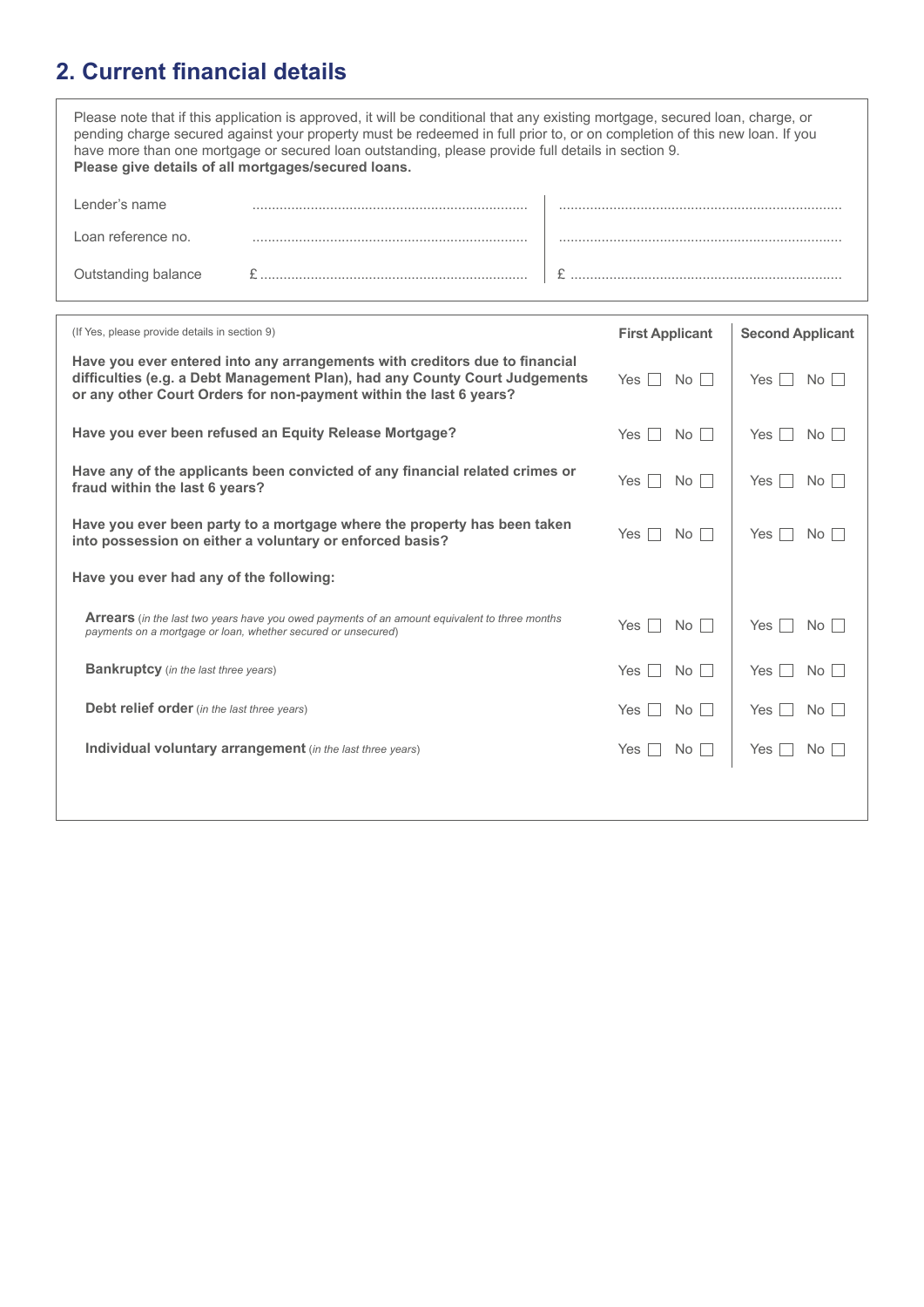## 2. Current financial details

Please note that if this application is approved, it will be conditional that any existing mortgage, secured loan, charge, or pending charge secured against your property must be redeemed in full prior to, or on completion of this new loan. If you have more than one mortgage or secured loan outstanding, please provide full details in section 9.
**Please give details of all mortgages/secured loans.**

| | | |
|---|---|---|
| Lender's name | ........................................ | ........................................ |
| Loan reference no. | ........................................ | ........................................ |
| Outstanding balance | £ ........................................ | £ ........................................ |

| (If Yes, please provide details in section 9) | First Applicant | Second Applicant |
|---|---|---|
| **Have you ever entered into any arrangements with creditors due to financial difficulties (e.g. a Debt Management Plan), had any County Court Judgements or any other Court Orders for non-payment within the last 6 years?** | Yes ☐ No ☐ | Yes ☐ No ☐ |
| **Have you ever been refused an Equity Release Mortgage?** | Yes ☐ No ☐ | Yes ☐ No ☐ |
| **Have any of the applicants been convicted of any financial related crimes or fraud within the last 6 years?** | Yes ☐ No ☐ | Yes ☐ No ☐ |
| **Have you ever been party to a mortgage where the property has been taken into possession on either a voluntary or enforced basis?** | Yes ☐ No ☐ | Yes ☐ No ☐ |
| **Have you ever had any of the following:** | | |
| **Arrears** (*in the last two years have you owed payments of an amount equivalent to three months payments on a mortgage or loan, whether secured or unsecured*) | Yes ☐ No ☐ | Yes ☐ No ☐ |
| **Bankruptcy** (*in the last three years*) | Yes ☐ No ☐ | Yes ☐ No ☐ |
| **Debt relief order** (*in the last three years*) | Yes ☐ No ☐ | Yes ☐ No ☐ |
| **Individual voluntary arrangement** (*in the last three years*) | Yes ☐ No ☐ | Yes ☐ No ☐ |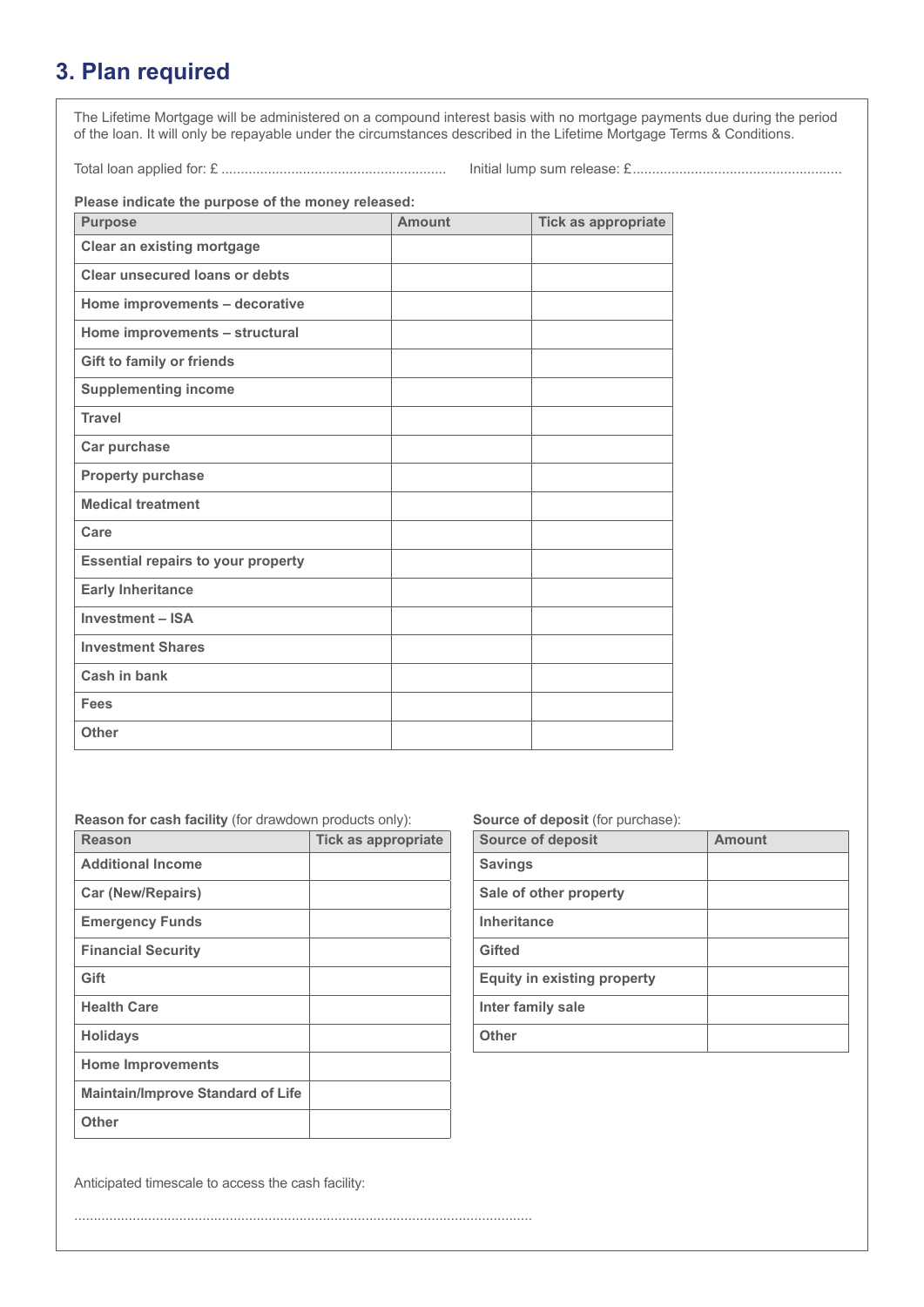## 3. Plan required

The Lifetime Mortgage will be administered on a compound interest basis with no mortgage payments due during the period of the loan. It will only be repayable under the circumstances described in the Lifetime Mortgage Terms & Conditions.

Total loan applied for: £ .........................................................  Initial lump sum release: £.....................................................

**Please indicate the purpose of the money released:**

| Purpose | Amount | Tick as appropriate |
|---|---|---|
| Clear an existing mortgage | | |
| Clear unsecured loans or debts | | |
| Home improvements – decorative | | |
| Home improvements – structural | | |
| Gift to family or friends | | |
| Supplementing income | | |
| Travel | | |
| Car purchase | | |
| Property purchase | | |
| Medical treatment | | |
| Care | | |
| Essential repairs to your property | | |
| Early Inheritance | | |
| Investment – ISA | | |
| Investment Shares | | |
| Cash in bank | | |
| Fees | | |
| Other | | |

**Reason for cash facility** (for drawdown products only):

| Reason | Tick as appropriate |
|---|---|
| Additional Income | |
| Car (New/Repairs) | |
| Emergency Funds | |
| Financial Security | |
| Gift | |
| Health Care | |
| Holidays | |
| Home Improvements | |
| Maintain/Improve Standard of Life | |
| Other | |

**Source of deposit** (for purchase):

| Source of deposit | Amount |
|---|---|
| Savings | |
| Sale of other property | |
| Inheritance | |
| Gifted | |
| Equity in existing property | |
| Inter family sale | |
| Other | |

Anticipated timescale to access the cash facility:

....................................................................................................................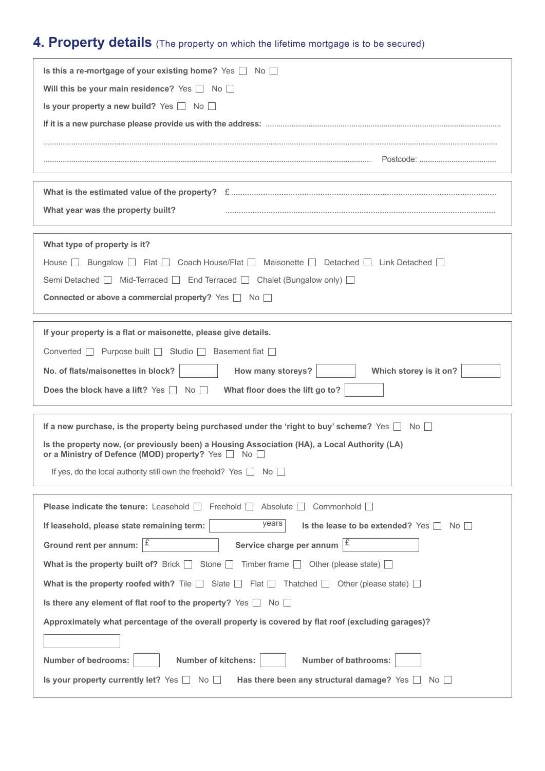## 4. Property details (The property on which the lifetime mortgage is to be secured)

**Is this a re-mortgage of your existing home?** Yes ☐ No ☐

**Will this be your main residence?** Yes ☐ No ☐

**Is your property a new build?** Yes ☐ No ☐

**If it is a new purchase please provide us with the address:** ..........................................................................................

..........................................................................................................................................................................

.......................................................................................................................... Postcode: ...................................

---

**What is the estimated value of the property?** £ ..........................................................................................

**What year was the property built?** ..........................................................................................

---

**What type of property is it?**

House ☐ Bungalow ☐ Flat ☐ Coach House/Flat ☐ Maisonette ☐ Detached ☐ Link Detached ☐

Semi Detached ☐ Mid-Terraced ☐ End Terraced ☐ Chalet (Bungalow only) ☐

**Connected or above a commercial property?** Yes ☐ No ☐

---

**If your property is a flat or maisonette, please give details.**

Converted ☐ Purpose built ☐ Studio ☐ Basement flat ☐

**No. of flats/maisonettes in block?** ☐ **How many storeys?** ☐ **Which storey is it on?** ☐

**Does the block have a lift?** Yes ☐ No ☐ **What floor does the lift go to?** ☐

---

**If a new purchase, is the property being purchased under the 'right to buy' scheme?** Yes ☐ No ☐

**Is the property now, (or previously been) a Housing Association (HA), a Local Authority (LA) or a Ministry of Defence (MOD) property?** Yes ☐ No ☐

If yes, do the local authority still own the freehold? Yes ☐ No ☐

---

**Please indicate the tenure:** Leasehold ☐ Freehold ☐ Absolute ☐ Commonhold ☐

**If leasehold, please state remaining term:** ☐ years **Is the lease to be extended?** Yes ☐ No ☐

**Ground rent per annum:** £ ☐ **Service charge per annum** £ ☐

**What is the property built of?** Brick ☐ Stone ☐ Timber frame ☐ Other (please state) ☐

**What is the property roofed with?** Tile ☐ Slate ☐ Flat ☐ Thatched ☐ Other (please state) ☐

**Is there any element of flat roof to the property?** Yes ☐ No ☐

**Approximately what percentage of the overall property is covered by flat roof (excluding garages)?**

☐

**Number of bedrooms:** ☐ **Number of kitchens:** ☐ **Number of bathrooms:** ☐

**Is your property currently let?** Yes ☐ No ☐ **Has there been any structural damage?** Yes ☐ No ☐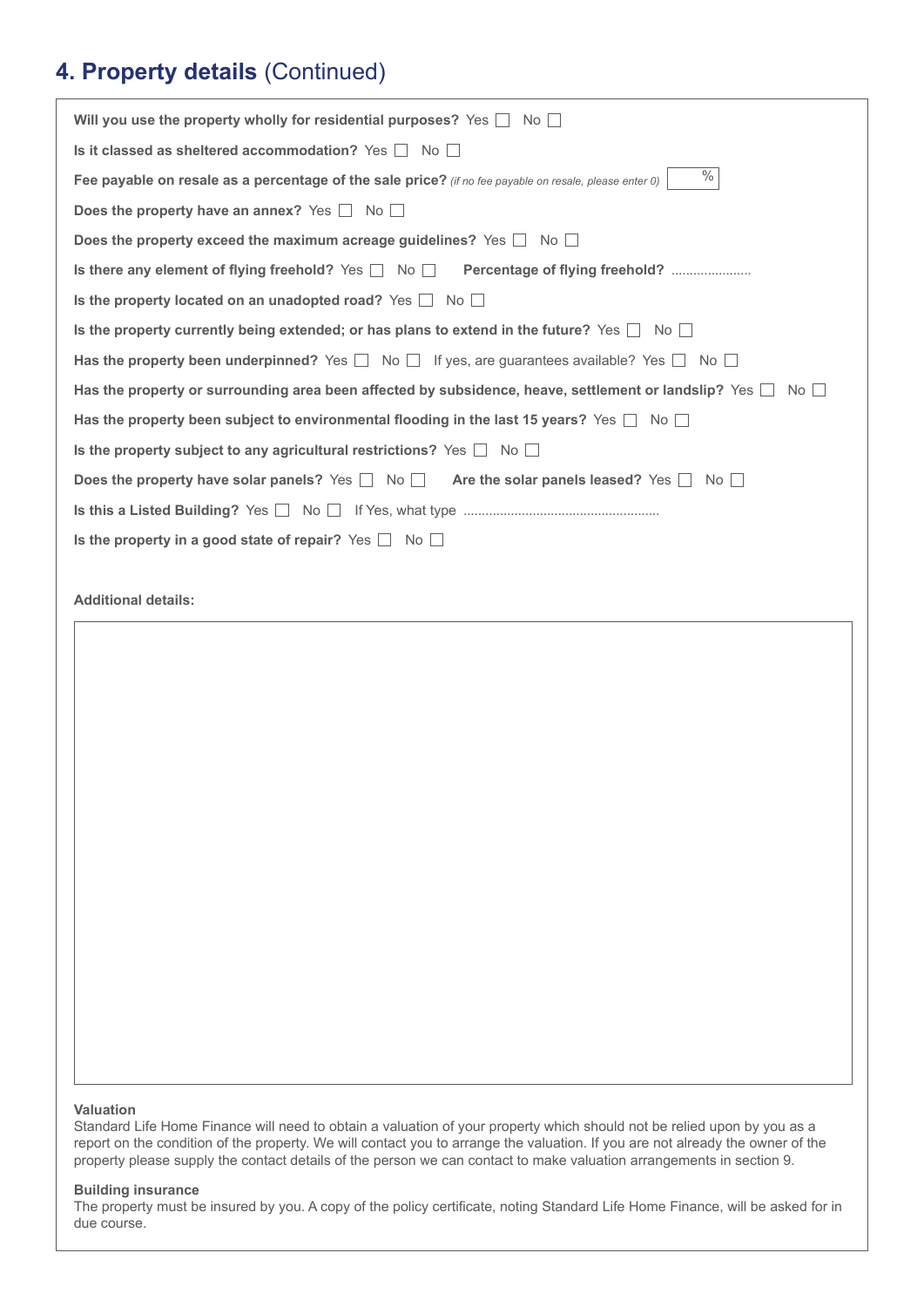## 4. Property details (Continued)

**Will you use the property wholly for residential purposes?** Yes ☐ No ☐

**Is it classed as sheltered accommodation?** Yes ☐ No ☐

**Fee payable on resale as a percentage of the sale price?** *(if no fee payable on resale, please enter 0)* ____ %

**Does the property have an annex?** Yes ☐ No ☐

**Does the property exceed the maximum acreage guidelines?** Yes ☐ No ☐

**Is there any element of flying freehold?** Yes ☐ No ☐ **Percentage of flying freehold?** ......................

**Is the property located on an unadopted road?** Yes ☐ No ☐

**Is the property currently being extended; or has plans to extend in the future?** Yes ☐ No ☐

**Has the property been underpinned?** Yes ☐ No ☐ If yes, are guarantees available? Yes ☐ No ☐

**Has the property or surrounding area been affected by subsidence, heave, settlement or landslip?** Yes ☐ No ☐

**Has the property been subject to environmental flooding in the last 15 years?** Yes ☐ No ☐

**Is the property subject to any agricultural restrictions?** Yes ☐ No ☐

**Does the property have solar panels?** Yes ☐ No ☐ **Are the solar panels leased?** Yes ☐ No ☐

**Is this a Listed Building?** Yes ☐ No ☐ If Yes, what type .....................................................

**Is the property in a good state of repair?** Yes ☐ No ☐

**Additional details:**

**Valuation**

Standard Life Home Finance will need to obtain a valuation of your property which should not be relied upon by you as a report on the condition of the property. We will contact you to arrange the valuation. If you are not already the owner of the property please supply the contact details of the person we can contact to make valuation arrangements in section 9.

**Building insurance**

The property must be insured by you. A copy of the policy certificate, noting Standard Life Home Finance, will be asked for in due course.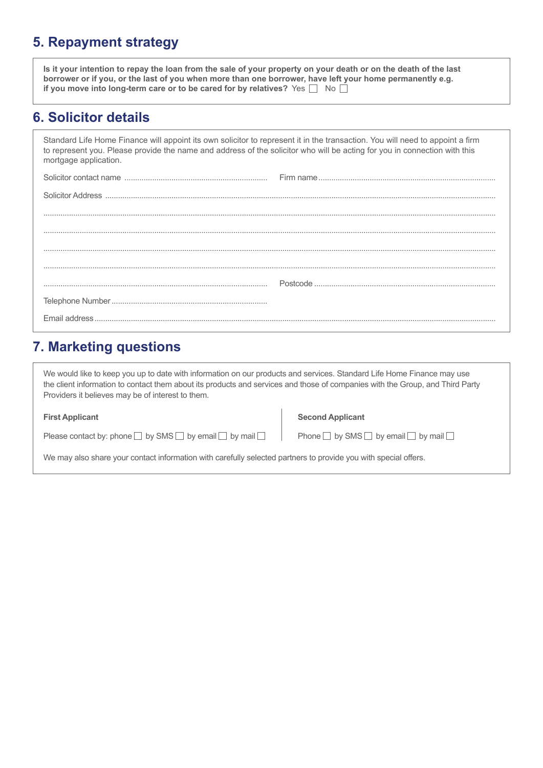## 5. Repayment strategy

**Is it your intention to repay the loan from the sale of your property on your death or on the death of the last borrower or if you, or the last of you when more than one borrower, have left your home permanently e.g. if you move into long-term care or to be cared for by relatives?** Yes ☐ No ☐

## 6. Solicitor details

Standard Life Home Finance will appoint its own solicitor to represent it in the transaction. You will need to appoint a firm to represent you. Please provide the name and address of the solicitor who will be acting for you in connection with this mortgage application.

Solicitor contact name .................................................................. Firm name ..................................................................................

Solicitor Address ..........................................................................................................................................................................

...................................................................................................................................................................................................

...................................................................................................................................................................................................

...................................................................................................................................................................................................

...................................................................................................................................................................................................

........................................................................................................ Postcode ....................................................................................

Telephone Number ........................................................................

Email address ...............................................................................................................................................................................

## 7. Marketing questions

We would like to keep you up to date with information on our products and services. Standard Life Home Finance may use the client information to contact them about its products and services and those of companies with the Group, and Third Party Providers it believes may be of interest to them.

**First Applicant**

Please contact by: phone ☐ by SMS ☐ by email ☐ by mail ☐

**Second Applicant**

Phone ☐ by SMS ☐ by email ☐ by mail ☐

We may also share your contact information with carefully selected partners to provide you with special offers.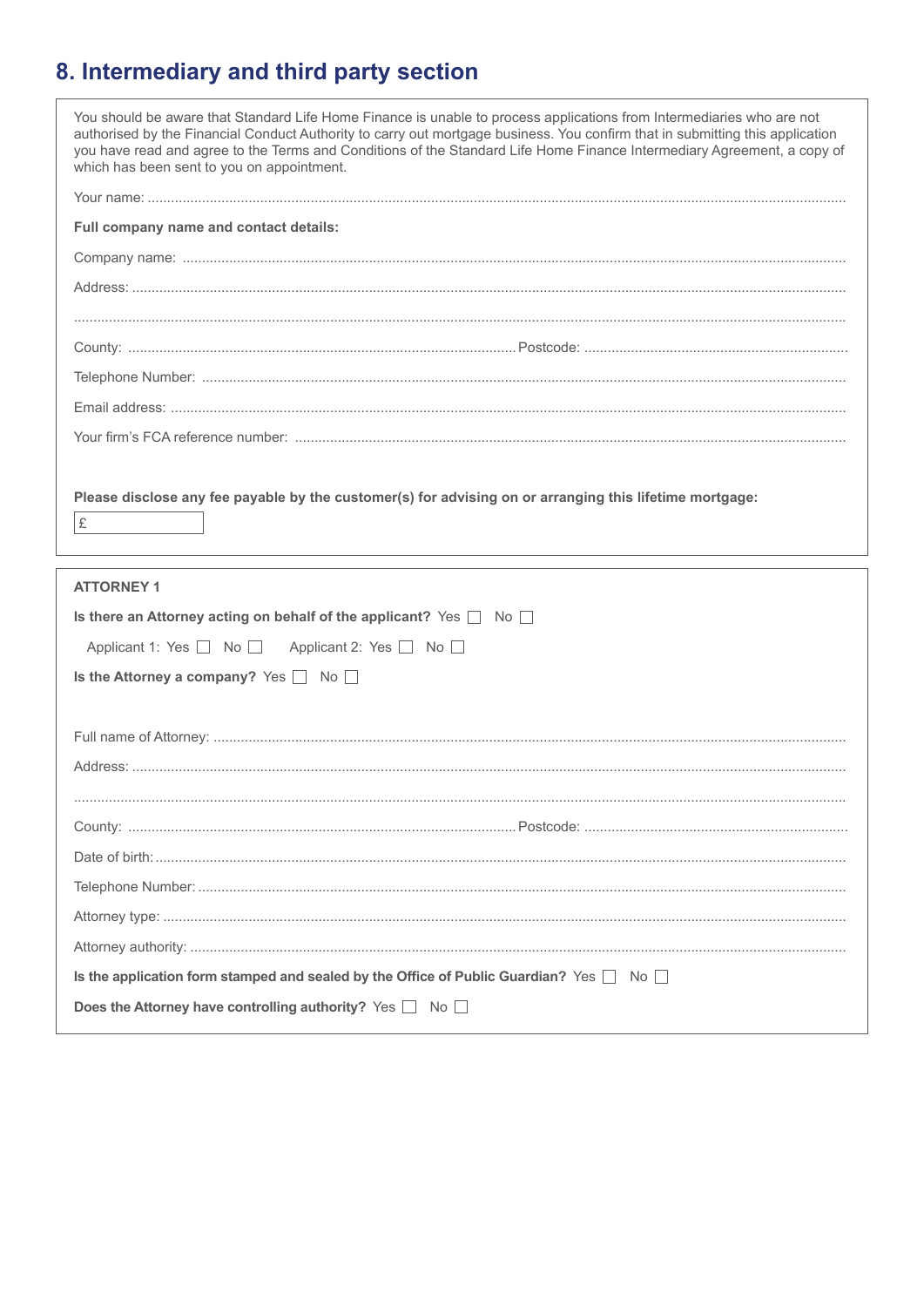## 8. Intermediary and third party section

You should be aware that Standard Life Home Finance is unable to process applications from Intermediaries who are not authorised by the Financial Conduct Authority to carry out mortgage business. You confirm that in submitting this application you have read and agree to the Terms and Conditions of the Standard Life Home Finance Intermediary Agreement, a copy of which has been sent to you on appointment.

Your name: ....................................................................................................................................................

**Full company name and contact details:**

Company name: ..........................................................................................................................................

Address: .......................................................................................................................................................

.......................................................................................................................................................................

County: .................................................................................... Postcode: ..................................................

Telephone Number: .....................................................................................................................................

Email address: .............................................................................................................................................

Your firm's FCA reference number: .............................................................................................................

**Please disclose any fee payable by the customer(s) for advising on or arranging this lifetime mortgage:**

£

**ATTORNEY 1**

**Is there an Attorney acting on behalf of the applicant?** Yes ☐ No ☐

Applicant 1: Yes ☐ No ☐ Applicant 2: Yes ☐ No ☐

**Is the Attorney a company?** Yes ☐ No ☐

Full name of Attorney: ..................................................................................................................................

Address: .......................................................................................................................................................

.......................................................................................................................................................................

County: .................................................................................... Postcode: ..................................................

Date of birth: ................................................................................................................................................

Telephone Number: .....................................................................................................................................

Attorney type: ..............................................................................................................................................

Attorney authority: .......................................................................................................................................

**Is the application form stamped and sealed by the Office of Public Guardian?** Yes ☐ No ☐

**Does the Attorney have controlling authority?** Yes ☐ No ☐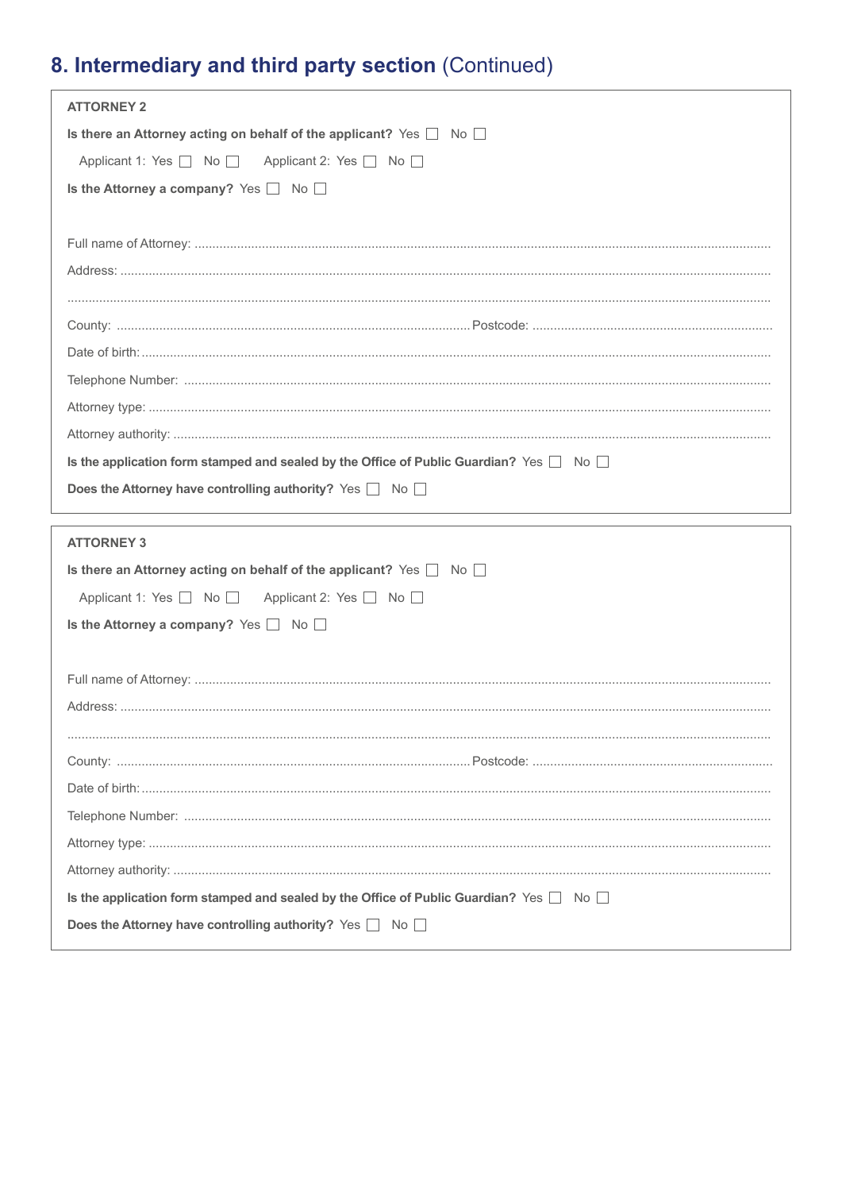## 8. Intermediary and third party section (Continued)

**ATTORNEY 2**

**Is there an Attorney acting on behalf of the applicant?** Yes ☐ No ☐

Applicant 1: Yes ☐ No ☐ Applicant 2: Yes ☐ No ☐

**Is the Attorney a company?** Yes ☐ No ☐

Full name of Attorney: ..................................................................................................

Address: ..................................................................................................

..................................................................................................

County: .................................................. Postcode: ..................................................

Date of birth: ..................................................................................................

Telephone Number: ..................................................................................................

Attorney type: ..................................................................................................

Attorney authority: ..................................................................................................

**Is the application form stamped and sealed by the Office of Public Guardian?** Yes ☐ No ☐

**Does the Attorney have controlling authority?** Yes ☐ No ☐

**ATTORNEY 3**

**Is there an Attorney acting on behalf of the applicant?** Yes ☐ No ☐

Applicant 1: Yes ☐ No ☐ Applicant 2: Yes ☐ No ☐

**Is the Attorney a company?** Yes ☐ No ☐

Full name of Attorney: ..................................................................................................

Address: ..................................................................................................

..................................................................................................

County: .................................................. Postcode: ..................................................

Date of birth: ..................................................................................................

Telephone Number: ..................................................................................................

Attorney type: ..................................................................................................

Attorney authority: ..................................................................................................

**Is the application form stamped and sealed by the Office of Public Guardian?** Yes ☐ No ☐

**Does the Attorney have controlling authority?** Yes ☐ No ☐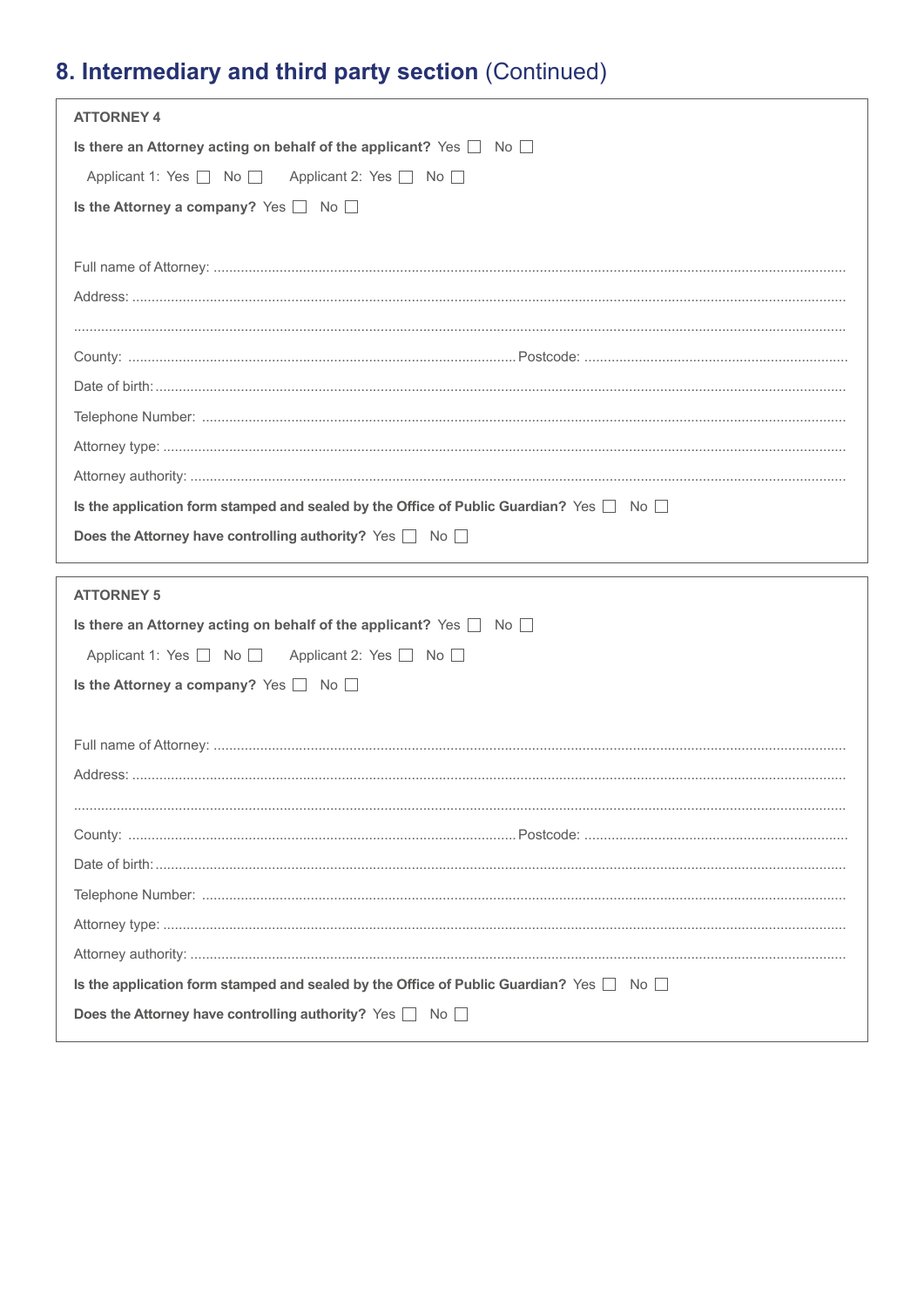## 8. Intermediary and third party section (Continued)

**ATTORNEY 4**

**Is there an Attorney acting on behalf of the applicant?** Yes ☐ No ☐

Applicant 1: Yes ☐ No ☐ Applicant 2: Yes ☐ No ☐

**Is the Attorney a company?** Yes ☐ No ☐

Full name of Attorney: ...............................................................................................................

Address: ...............................................................................................................

...............................................................................................................

County: ............................................................ Postcode: ............................................................

Date of birth: ...............................................................................................................

Telephone Number: ...............................................................................................................

Attorney type: ...............................................................................................................

Attorney authority: ...............................................................................................................

**Is the application form stamped and sealed by the Office of Public Guardian?** Yes ☐ No ☐

**Does the Attorney have controlling authority?** Yes ☐ No ☐

**ATTORNEY 5**

**Is there an Attorney acting on behalf of the applicant?** Yes ☐ No ☐

Applicant 1: Yes ☐ No ☐ Applicant 2: Yes ☐ No ☐

**Is the Attorney a company?** Yes ☐ No ☐

Full name of Attorney: ...............................................................................................................

Address: ...............................................................................................................

...............................................................................................................

County: ............................................................ Postcode: ............................................................

Date of birth: ...............................................................................................................

Telephone Number: ...............................................................................................................

Attorney type: ...............................................................................................................

Attorney authority: ...............................................................................................................

**Is the application form stamped and sealed by the Office of Public Guardian?** Yes ☐ No ☐

**Does the Attorney have controlling authority?** Yes ☐ No ☐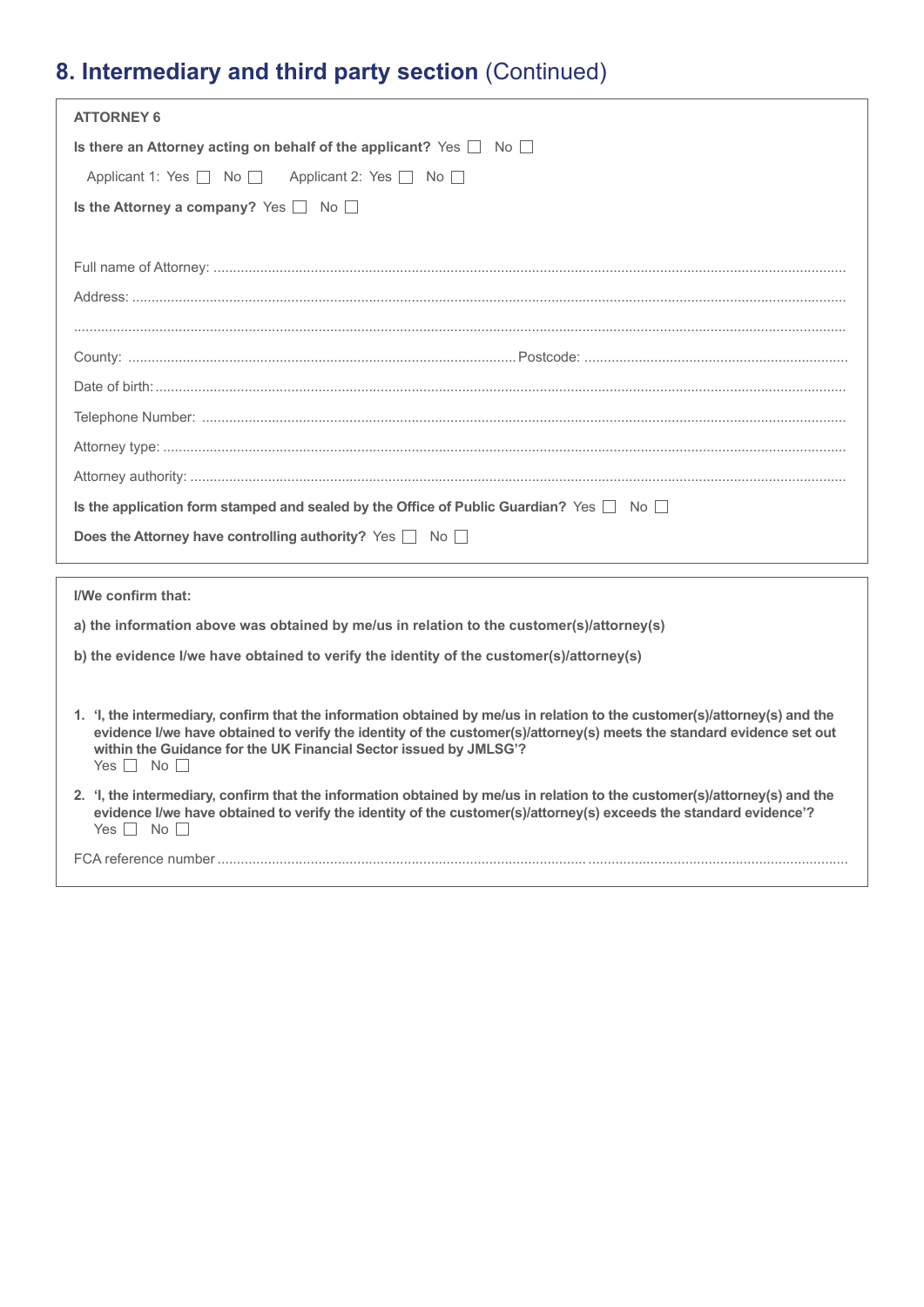## 8. Intermediary and third party section (Continued)

**ATTORNEY 6**

**Is there an Attorney acting on behalf of the applicant?** Yes ☐ No ☐

Applicant 1: Yes ☐ No ☐ Applicant 2: Yes ☐ No ☐

**Is the Attorney a company?** Yes ☐ No ☐

Full name of Attorney: ..............................................................................................................

Address: ..............................................................................................................

..............................................................................................................

County: .............................................................. Postcode: ..............................................................

Date of birth: ..............................................................................................................

Telephone Number: ..............................................................................................................

Attorney type: ..............................................................................................................

Attorney authority: ..............................................................................................................

**Is the application form stamped and sealed by the Office of Public Guardian?** Yes ☐ No ☐

**Does the Attorney have controlling authority?** Yes ☐ No ☐

---

**I/We confirm that:**

**a) the information above was obtained by me/us in relation to the customer(s)/attorney(s)**

**b) the evidence I/we have obtained to verify the identity of the customer(s)/attorney(s)**

1. **'I, the intermediary, confirm that the information obtained by me/us in relation to the customer(s)/attorney(s) and the evidence I/we have obtained to verify the identity of the customer(s)/attorney(s) meets the standard evidence set out within the Guidance for the UK Financial Sector issued by JMLSG'?**
   Yes ☐ No ☐

2. **'I, the intermediary, confirm that the information obtained by me/us in relation to the customer(s)/attorney(s) and the evidence I/we have obtained to verify the identity of the customer(s)/attorney(s) exceeds the standard evidence'?**
   Yes ☐ No ☐

FCA reference number ..............................................................................................................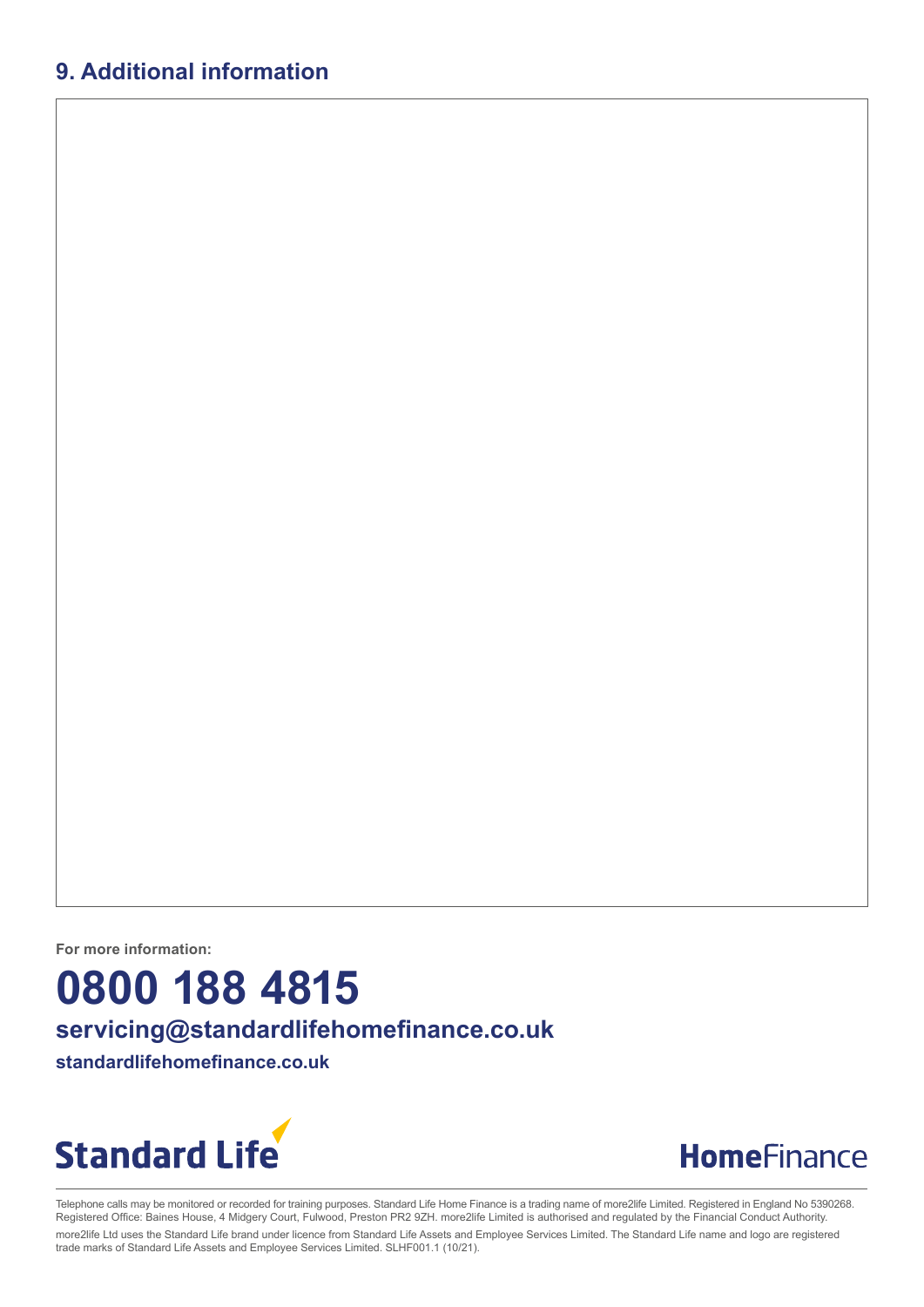## 9. Additional information

**For more information:**

# 0800 188 4815

**servicing@standardlifehomefinance.co.uk**

**standardlifehomefinance.co.uk**

Standard Life

**Home**Finance

Telephone calls may be monitored or recorded for training purposes. Standard Life Home Finance is a trading name of more2life Limited. Registered in England No 5390268. Registered Office: Baines House, 4 Midgery Court, Fulwood, Preston PR2 9ZH. more2life Limited is authorised and regulated by the Financial Conduct Authority.

more2life Ltd uses the Standard Life brand under licence from Standard Life Assets and Employee Services Limited. The Standard Life name and logo are registered trade marks of Standard Life Assets and Employee Services Limited. SLHF001.1 (10/21).